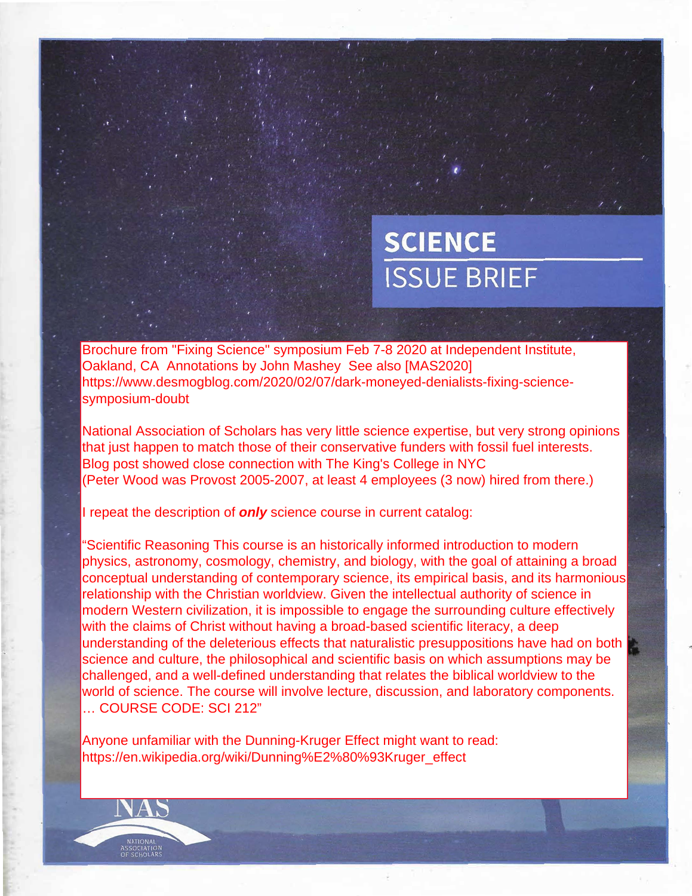# SCIENCE

## ISSUE BRIEF

Brochure from "Fixing Science" symposium Feb 7-8 2020 at Independent Institute, Oakland, CA Annotations by John Mashey See also [MAS2020] https://www.desmogblog.com/2020/02/07/dark-moneyed-denialists-fixing-science-symposium-doubt

National Association of Scholars has very little science expertise, but very strong opinions that just happen to match those of their conservative funders with fossil fuel interests. Blog post showed close connection with The King's College in NYC (Peter Wood was Provost 2005-2007, at least 4 employees (3 now) hired from there.)

I repeat the description of ***only*** science course in current catalog:

"Scientific Reasoning This course is an historically informed introduction to modern physics, astronomy, cosmology, chemistry, and biology, with the goal of attaining a broad conceptual understanding of contemporary science, its empirical basis, and its harmonious relationship with the Christian worldview. Given the intellectual authority of science in modern Western civilization, it is impossible to engage the surrounding culture effectively with the claims of Christ without having a broad-based scientific literacy, a deep understanding of the deleterious effects that naturalistic presuppositions have had on both science and culture, the philosophical and scientific basis on which assumptions may be challenged, and a well-defined understanding that relates the biblical worldview to the world of science. The course will involve lecture, discussion, and laboratory components. … COURSE CODE: SCI 212"

Anyone unfamiliar with the Dunning-Kruger Effect might want to read: https://en.wikipedia.org/wiki/Dunning%E2%80%93Kruger_effect

NAS

NATIONAL ASSOCIATION OF SCHOLARS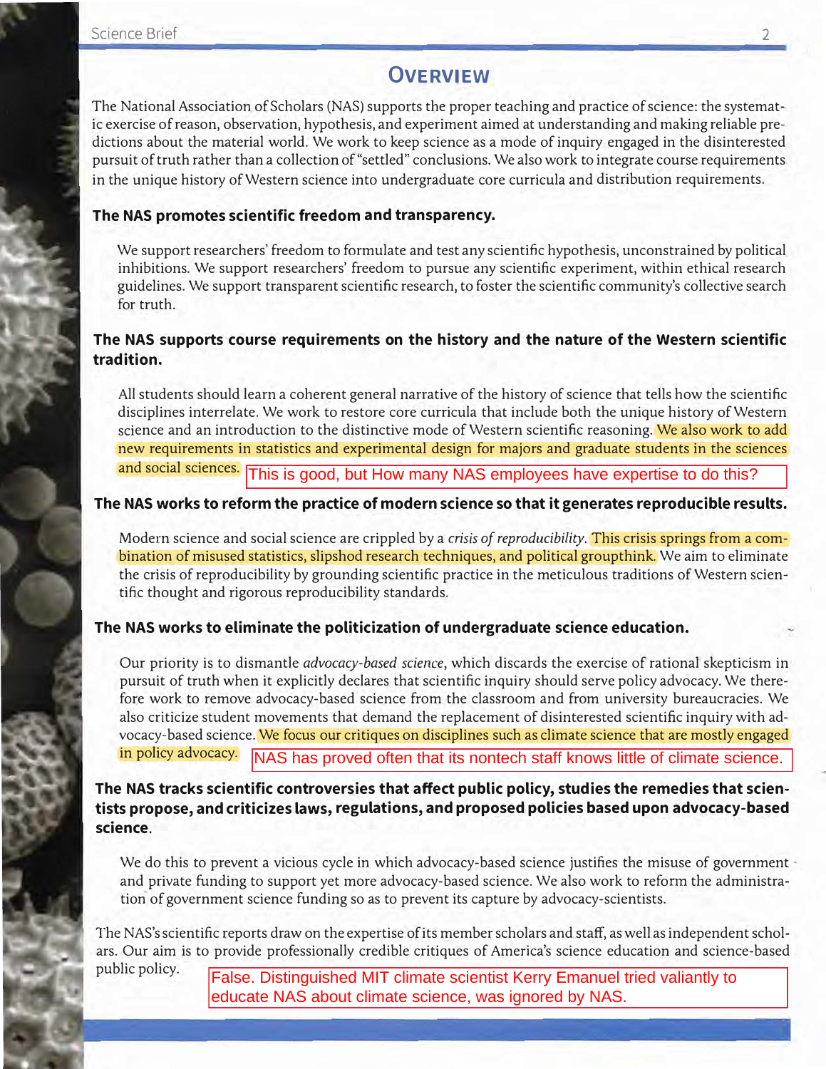# Overview

The National Association of Scholars (NAS) supports the proper teaching and practice of science: the systematic exercise of reason, observation, hypothesis, and experiment aimed at understanding and making reliable predictions about the material world. We work to keep science as a mode of inquiry engaged in the disinterested pursuit of truth rather than a collection of "settled" conclusions. We also work to integrate course requirements in the unique history of Western science into undergraduate core curricula and distribution requirements.

### The NAS promotes scientific freedom and transparency.

We support researchers' freedom to formulate and test any scientific hypothesis, unconstrained by political inhibitions. We support researchers' freedom to pursue any scientific experiment, within ethical research guidelines. We support transparent scientific research, to foster the scientific community's collective search for truth.

### The NAS supports course requirements on the history and the nature of the Western scientific tradition.

All students should learn a coherent general narrative of the history of science that tells how the scientific disciplines interrelate. We work to restore core curricula that include both the unique history of Western science and an introduction to the distinctive mode of Western scientific reasoning. We also work to add new requirements in statistics and experimental design for majors and graduate students in the sciences and social sciences.

This is good, but How many NAS employees have expertise to do this?

### The NAS works to reform the practice of modern science so that it generates reproducible results.

Modern science and social science are crippled by a *crisis of reproducibility*. This crisis springs from a combination of misused statistics, slipshod research techniques, and political groupthink. We aim to eliminate the crisis of reproducibility by grounding scientific practice in the meticulous traditions of Western scientific thought and rigorous reproducibility standards.

### The NAS works to eliminate the politicization of undergraduate science education.

Our priority is to dismantle *advocacy-based science*, which discards the exercise of rational skepticism in pursuit of truth when it explicitly declares that scientific inquiry should serve policy advocacy. We therefore work to remove advocacy-based science from the classroom and from university bureaucracies. We also criticize student movements that demand the replacement of disinterested scientific inquiry with advocacy-based science. We focus our critiques on disciplines such as climate science that are mostly engaged in policy advocacy.

NAS has proved often that its nontech staff knows little of climate science.

### The NAS tracks scientific controversies that affect public policy, studies the remedies that scientists propose, and criticizes laws, regulations, and proposed policies based upon advocacy-based science.

We do this to prevent a vicious cycle in which advocacy-based science justifies the misuse of government and private funding to support yet more advocacy-based science. We also work to reform the administration of government science funding so as to prevent its capture by advocacy-scientists.

The NAS's scientific reports draw on the expertise of its member scholars and staff, as well as independent scholars. Our aim is to provide professionally credible critiques of America's science education and science-based public policy.

False. Distinguished MIT climate scientist Kerry Emanuel tried valiantly to educate NAS about climate science, was ignored by NAS.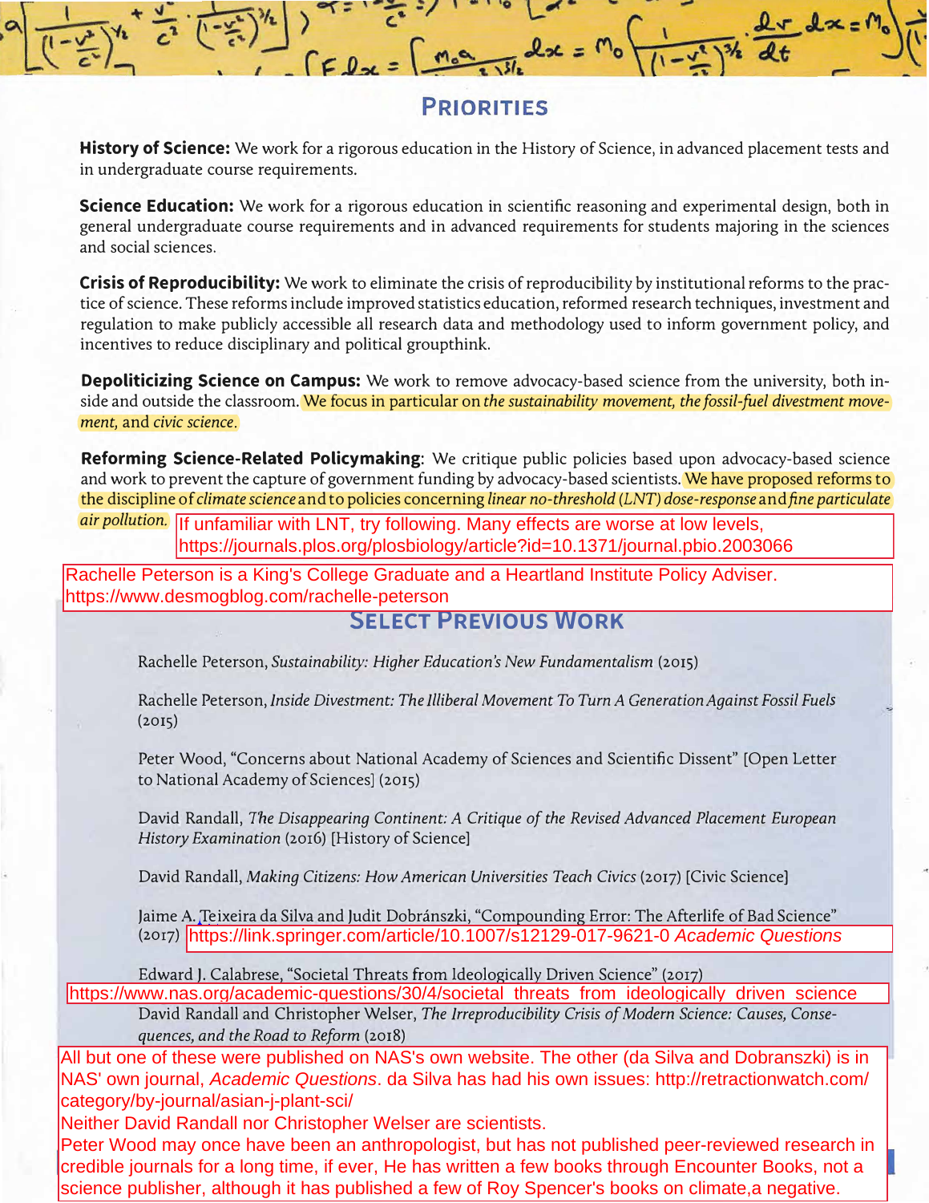## PRIORITIES

**History of Science:** We work for a rigorous education in the History of Science, in advanced placement tests and in undergraduate course requirements.

**Science Education:** We work for a rigorous education in scientific reasoning and experimental design, both in general undergraduate course requirements and in advanced requirements for students majoring in the sciences and social sciences.

**Crisis of Reproducibility:** We work to eliminate the crisis of reproducibility by institutional reforms to the practice of science. These reforms include improved statistics education, reformed research techniques, investment and regulation to make publicly accessible all research data and methodology used to inform government policy, and incentives to reduce disciplinary and political groupthink.

**Depoliticizing Science on Campus:** We work to remove advocacy-based science from the university, both inside and outside the classroom. We focus in particular on *the sustainability movement, the fossil-fuel divestment movement,* and *civic science*.

**Reforming Science-Related Policymaking**: We critique public policies based upon advocacy-based science and work to prevent the capture of government funding by advocacy-based scientists. We have proposed reforms to the discipline of *climate science* and to policies concerning *linear no-threshold (LNT) dose-response* and *fine particulate air pollution.*

If unfamiliar with LNT, try following. Many effects are worse at low levels, https://journals.plos.org/plosbiology/article?id=10.1371/journal.pbio.2003066

Rachelle Peterson is a King's College Graduate and a Heartland Institute Policy Adviser. https://www.desmogblog.com/rachelle-peterson

## SELECT PREVIOUS WORK

Rachelle Peterson, *Sustainability: Higher Education's New Fundamentalism* (2015)

Rachelle Peterson, *Inside Divestment: The Illiberal Movement To Turn A Generation Against Fossil Fuels* (2015)

Peter Wood, "Concerns about National Academy of Sciences and Scientific Dissent" [Open Letter to National Academy of Sciences] (2015)

David Randall, *The Disappearing Continent: A Critique of the Revised Advanced Placement European History Examination* (2016) [History of Science]

David Randall, *Making Citizens: How American Universities Teach Civics* (2017) [Civic Science]

Jaime A. Teixeira da Silva and Judit Dobránszki, "Compounding Error: The Afterlife of Bad Science" (2017) https://link.springer.com/article/10.1007/s12129-017-9621-0 *Academic Questions*

Edward J. Calabrese, "Societal Threats from Ideologically Driven Science" (2017) https://www.nas.org/academic-questions/30/4/societal_threats_from_ideologically_driven_science

David Randall and Christopher Welser, *The Irreproducibility Crisis of Modern Science: Causes, Consequences, and the Road to Reform* (2018)

All but one of these were published on NAS's own website. The other (da Silva and Dobranszki) is in NAS' own journal, *Academic Questions*. da Silva has had his own issues: http://retractionwatch.com/category/by-journal/asian-j-plant-sci/
Neither David Randall nor Christopher Welser are scientists.
Peter Wood may once have been an anthropologist, but has not published peer-reviewed research in credible journals for a long time, if ever, He has written a few books through Encounter Books, not a science publisher, although it has published a few of Roy Spencer's books on climate,a negative.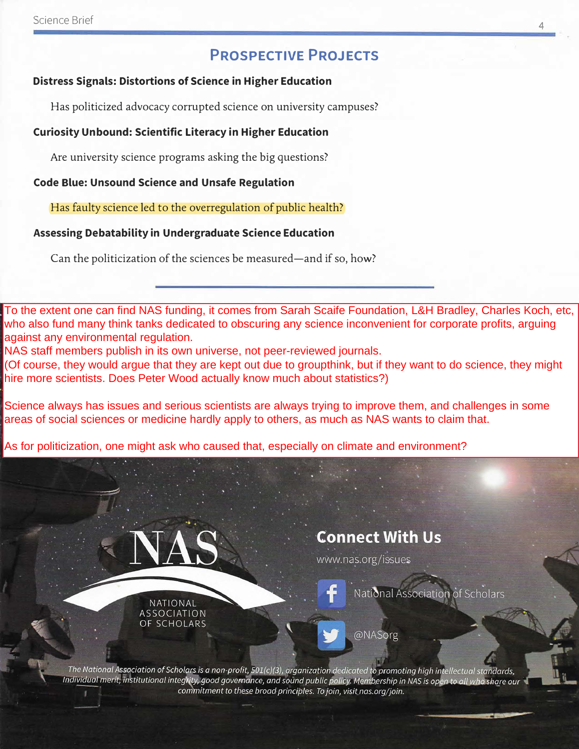## Prospective Projects

**Distress Signals: Distortions of Science in Higher Education**

Has politicized advocacy corrupted science on university campuses?

**Curiosity Unbound: Scientific Literacy in Higher Education**

Are university science programs asking the big questions?

**Code Blue: Unsound Science and Unsafe Regulation**

Has faulty science led to the overregulation of public health?

**Assessing Debatability in Undergraduate Science Education**

Can the politicization of the sciences be measured—and if so, how?

---

To the extent one can find NAS funding, it comes from Sarah Scaife Foundation, L&H Bradley, Charles Koch, etc, who also fund many think tanks dedicated to obscuring any science inconvenient for corporate profits, arguing against any environmental regulation.
NAS staff members publish in its own universe, not peer-reviewed journals.
(Of course, they would argue that they are kept out due to groupthink, but if they want to do science, they might hire more scientists. Does Peter Wood actually know much about statistics?)

Science always has issues and serious scientists are always trying to improve them, and challenges in some areas of social sciences or medicine hardly apply to others, as much as NAS wants to claim that.

As for politicization, one might ask who caused that, especially on climate and environment?

NAS
NATIONAL ASSOCIATION OF SCHOLARS

**Connect With Us**

www.nas.org/issues

National Association of Scholars

@NASorg

*The National Association of Scholars is a non-profit, 501(c)(3), organization dedicated to promoting high intellectual standards, individual merit, institutional integrity, good governance, and sound public policy. Membership in NAS is open to all who share our commitment to these broad principles. To join, visit nas.org/join.*